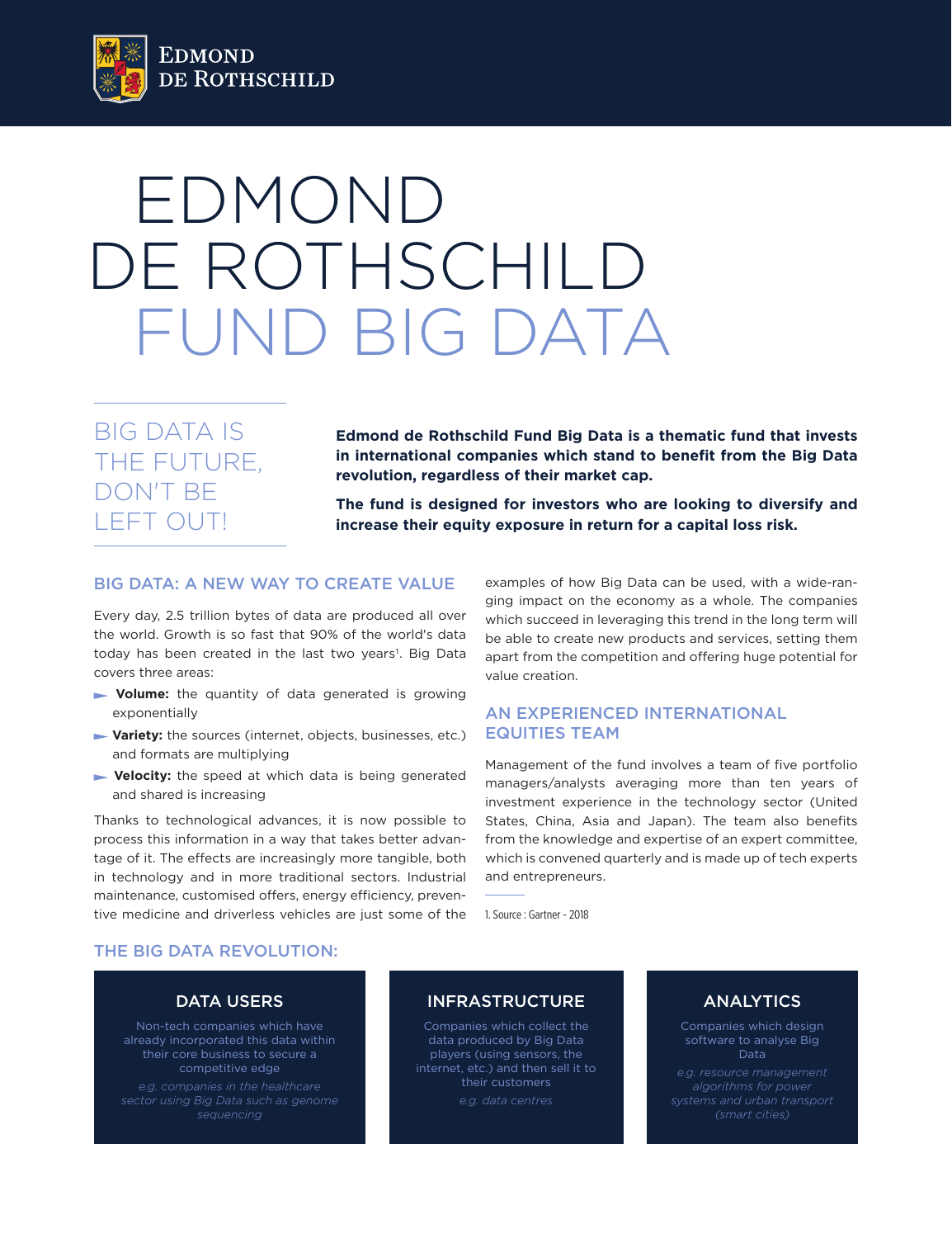EDMOND DE ROTHSCHILD

# EDMOND DE ROTHSCHILD FUND BIG DATA

## BIG DATA IS THE FUTURE, DON'T BE LEFT OUT!

**Edmond de Rothschild Fund Big Data is a thematic fund that invests in international companies which stand to benefit from the Big Data revolution, regardless of their market cap.**

**The fund is designed for investors who are looking to diversify and increase their equity exposure in return for a capital loss risk.**

## BIG DATA: A NEW WAY TO CREATE VALUE

Every day, 2.5 trillion bytes of data are produced all over the world. Growth is so fast that 90% of the world's data today has been created in the last two years[1]. Big Data covers three areas:

- **Volume:** the quantity of data generated is growing exponentially
- **Variety:** the sources (internet, objects, businesses, etc.) and formats are multiplying
- **Velocity:** the speed at which data is being generated and shared is increasing

Thanks to technological advances, it is now possible to process this information in a way that takes better advantage of it. The effects are increasingly more tangible, both in technology and in more traditional sectors. Industrial maintenance, customised offers, energy efficiency, preventive medicine and driverless vehicles are just some of the examples of how Big Data can be used, with a wide-ranging impact on the economy as a whole. The companies which succeed in leveraging this trend in the long term will be able to create new products and services, setting them apart from the competition and offering huge potential for value creation.

## AN EXPERIENCED INTERNATIONAL EQUITIES TEAM

Management of the fund involves a team of five portfolio managers/analysts averaging more than ten years of investment experience in the technology sector (United States, China, Asia and Japan). The team also benefits from the knowledge and expertise of an expert committee, which is convened quarterly and is made up of tech experts and entrepreneurs.

1. Source : Gartner - 2018

## THE BIG DATA REVOLUTION:

### DATA USERS

Non-tech companies which have already incorporated this data within their core business to secure a competitive edge

*e.g. companies in the healthcare sector using Big Data such as genome sequencing*

### INFRASTRUCTURE

Companies which collect the data produced by Big Data players (using sensors, the internet, etc.) and then sell it to their customers

*e.g. data centres*

### ANALYTICS

Companies which design software to analyse Big Data

*e.g. resource management algorithms for power systems and urban transport (smart cities)*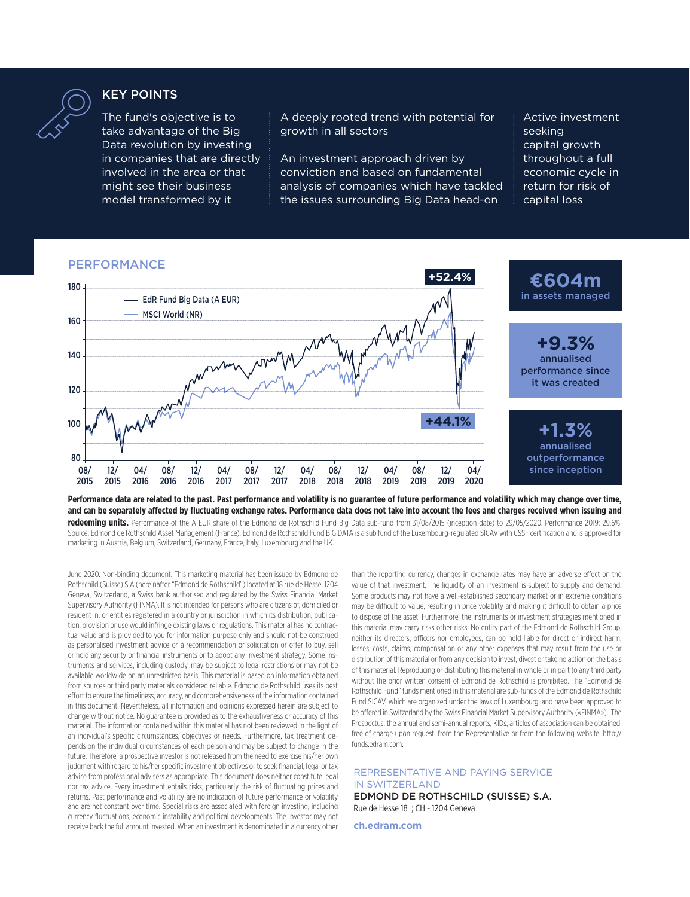## KEY POINTS

The fund's objective is to take advantage of the Big Data revolution by investing in companies that are directly involved in the area or that might see their business model transformed by it

A deeply rooted trend with potential for growth in all sectors

An investment approach driven by conviction and based on fundamental analysis of companies which have tackled the issues surrounding Big Data head-on

Active investment seeking capital growth throughout a full economic cycle in return for risk of capital loss

## PERFORMANCE

— EdR Fund Big Data (A EUR)
— MSCI World (NR)

+52.4%

+44.1%

**€604m**
in assets managed

**+9.3%**
annualised performance since it was created

**+1.3%**
annualised outperformance since inception

**Performance data are related to the past. Past performance and volatility is no guarantee of future performance and volatility which may change over time, and can be separately affected by fluctuating exchange rates. Performance data does not take into account the fees and charges received when issuing and redeeming units.** Performance of the A EUR share of the Edmond de Rothschild Fund Big Data sub-fund from 31/08/2015 (inception date) to 29/05/2020. Performance 2019: 29.6%. Source: Edmond de Rothschild Asset Management (France). Edmond de Rothschild Fund BIG DATA is a sub fund of the Luxembourg-regulated SICAV with CSSF certification and is approved for marketing in Austria, Belgium, Switzerland, Germany, France, Italy, Luxembourg and the UK.

June 2020. Non-binding document. This marketing material has been issued by Edmond de Rothschild (Suisse) S.A.(hereinafter "Edmond de Rothschild") located at 18 rue de Hesse, 1204 Geneva, Switzerland, a Swiss bank authorised and regulated by the Swiss Financial Market Supervisory Authority (FINMA). It is not intended for persons who are citizens of, domiciled or resident in, or entities registered in a country or jurisdiction in which its distribution, publication, provision or use would infringe existing laws or regulations. This material has no contractual value and is provided to you for information purpose only and should not be construed as personalised investment advice or a recommendation or solicitation or offer to buy, sell or hold any security or financial instruments or to adopt any investment strategy. Some instruments and services, including custody, may be subject to legal restrictions or may not be available worldwide on an unrestricted basis. This material is based on information obtained from sources or third party materials considered reliable. Edmond de Rothschild uses its best effort to ensure the timeliness, accuracy, and comprehensiveness of the information contained in this document. Nevertheless, all information and opinions expressed herein are subject to change without notice. No guarantee is provided as to the exhaustiveness or accuracy of this material. The information contained within this material has not been reviewed in the light of an individual's specific circumstances, objectives or needs. Furthermore, tax treatment depends on the individual circumstances of each person and may be subject to change in the future. Therefore, a prospective investor is not released from the need to exercise his/her own judgment with regard to his/her specific investment objectives or to seek financial, legal or tax advice from professional advisers as appropriate. This document does neither constitute legal nor tax advice. Every investment entails risks, particularly the risk of fluctuating prices and returns. Past performance and volatility are no indication of future performance or volatility and are not constant over time. Special risks are associated with foreign investing, including currency fluctuations, economic instability and political developments. The investor may not receive back the full amount invested. When an investment is denominated in a currency other than the reporting currency, changes in exchange rates may have an adverse effect on the value of that investment. The liquidity of an investment is subject to supply and demand. Some products may not have a well-established secondary market or in extreme conditions may be difficult to value, resulting in price volatility and making it difficult to obtain a price to dispose of the asset. Furthermore, the instruments or investment strategies mentioned in this material may carry risks other risks. No entity part of the Edmond de Rothschild Group, neither its directors, officers nor employees, can be held liable for direct or indirect harm, losses, costs, claims, compensation or any other expenses that may result from the use or distribution of this material or from any decision to invest, divest or take no action on the basis of this material. Reproducing or distributing this material in whole or in part to any third party without the prior written consent of Edmond de Rothschild is prohibited. The "Edmond de Rothschild Fund" funds mentioned in this material are sub-funds of the Edmond de Rothschild Fund SICAV, which are organized under the laws of Luxembourg, and have been approved to be offered in Switzerland by the Swiss Financial Market Supervisory Authority («FINMA»). The Prospectus, the annual and semi-annual reports, KIDs, articles of association can be obtained, free of charge upon request, from the Representative or from the following website: http://funds.edram.com.

### REPRESENTATIVE AND PAYING SERVICE IN SWITZERLAND

EDMOND DE ROTHSCHILD (SUISSE) S.A.
Rue de Hesse 18 ; CH - 1204 Geneva

**ch.edram.com**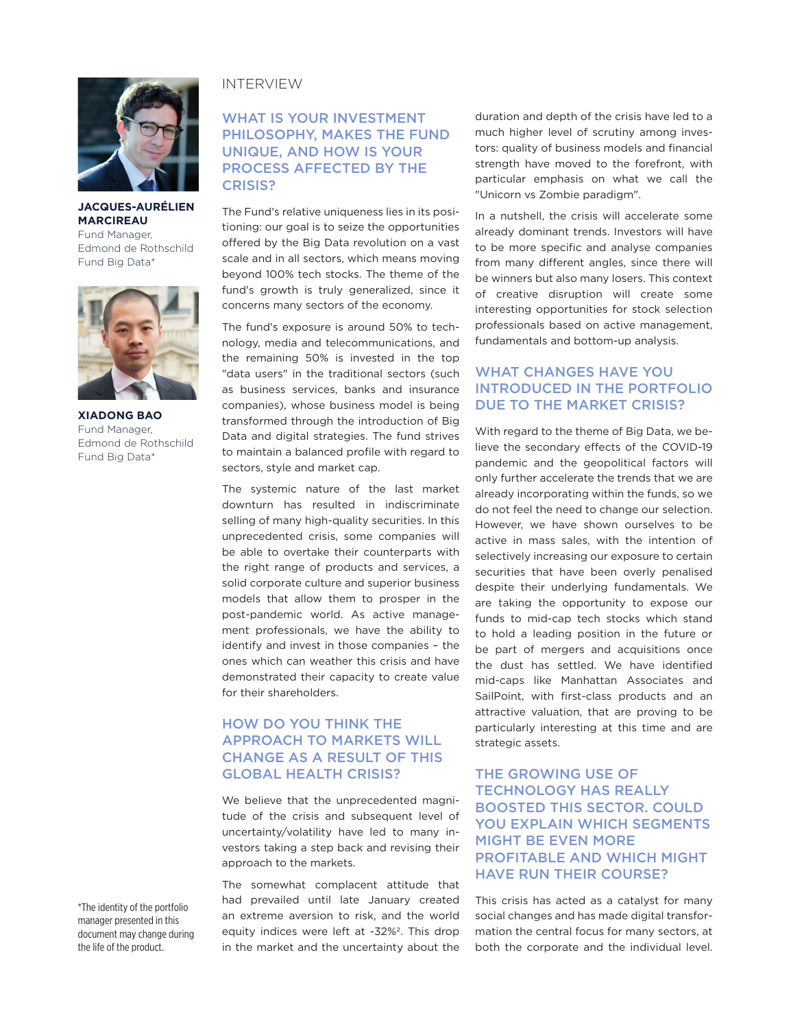**JACQUES-AURÉLIEN MARCIREAU**
Fund Manager,
Edmond de Rothschild Fund Big Data*

**XIADONG BAO**
Fund Manager,
Edmond de Rothschild Fund Big Data*

# INTERVIEW

## WHAT IS YOUR INVESTMENT PHILOSOPHY, MAKES THE FUND UNIQUE, AND HOW IS YOUR PROCESS AFFECTED BY THE CRISIS?

The Fund's relative uniqueness lies in its positioning: our goal is to seize the opportunities offered by the Big Data revolution on a vast scale and in all sectors, which means moving beyond 100% tech stocks. The theme of the fund's growth is truly generalized, since it concerns many sectors of the economy.

The fund's exposure is around 50% to technology, media and telecommunications, and the remaining 50% is invested in the top "data users" in the traditional sectors (such as business services, banks and insurance companies), whose business model is being transformed through the introduction of Big Data and digital strategies. The fund strives to maintain a balanced profile with regard to sectors, style and market cap.

The systemic nature of the last market downturn has resulted in indiscriminate selling of many high-quality securities. In this unprecedented crisis, some companies will be able to overtake their counterparts with the right range of products and services, a solid corporate culture and superior business models that allow them to prosper in the post-pandemic world. As active management professionals, we have the ability to identify and invest in those companies – the ones which can weather this crisis and have demonstrated their capacity to create value for their shareholders.

## HOW DO YOU THINK THE APPROACH TO MARKETS WILL CHANGE AS A RESULT OF THIS GLOBAL HEALTH CRISIS?

We believe that the unprecedented magnitude of the crisis and subsequent level of uncertainty/volatility have led to many investors taking a step back and revising their approach to the markets.

The somewhat complacent attitude that had prevailed until late January created an extreme aversion to risk, and the world equity indices were left at -32%[2]. This drop in the market and the uncertainty about the duration and depth of the crisis have led to a much higher level of scrutiny among investors: quality of business models and financial strength have moved to the forefront, with particular emphasis on what we call the "Unicorn vs Zombie paradigm".

In a nutshell, the crisis will accelerate some already dominant trends. Investors will have to be more specific and analyse companies from many different angles, since there will be winners but also many losers. This context of creative disruption will create some interesting opportunities for stock selection professionals based on active management, fundamentals and bottom-up analysis.

## WHAT CHANGES HAVE YOU INTRODUCED IN THE PORTFOLIO DUE TO THE MARKET CRISIS?

With regard to the theme of Big Data, we believe the secondary effects of the COVID-19 pandemic and the geopolitical factors will only further accelerate the trends that we are already incorporating within the funds, so we do not feel the need to change our selection. However, we have shown ourselves to be active in mass sales, with the intention of selectively increasing our exposure to certain securities that have been overly penalised despite their underlying fundamentals. We are taking the opportunity to expose our funds to mid-cap tech stocks which stand to hold a leading position in the future or be part of mergers and acquisitions once the dust has settled. We have identified mid-caps like Manhattan Associates and SailPoint, with first-class products and an attractive valuation, that are proving to be particularly interesting at this time and are strategic assets.

## THE GROWING USE OF TECHNOLOGY HAS REALLY BOOSTED THIS SECTOR. COULD YOU EXPLAIN WHICH SEGMENTS MIGHT BE EVEN MORE PROFITABLE AND WHICH MIGHT HAVE RUN THEIR COURSE?

This crisis has acted as a catalyst for many social changes and has made digital transformation the central focus for many sectors, at both the corporate and the individual level.

*The identity of the portfolio manager presented in this document may change during the life of the product.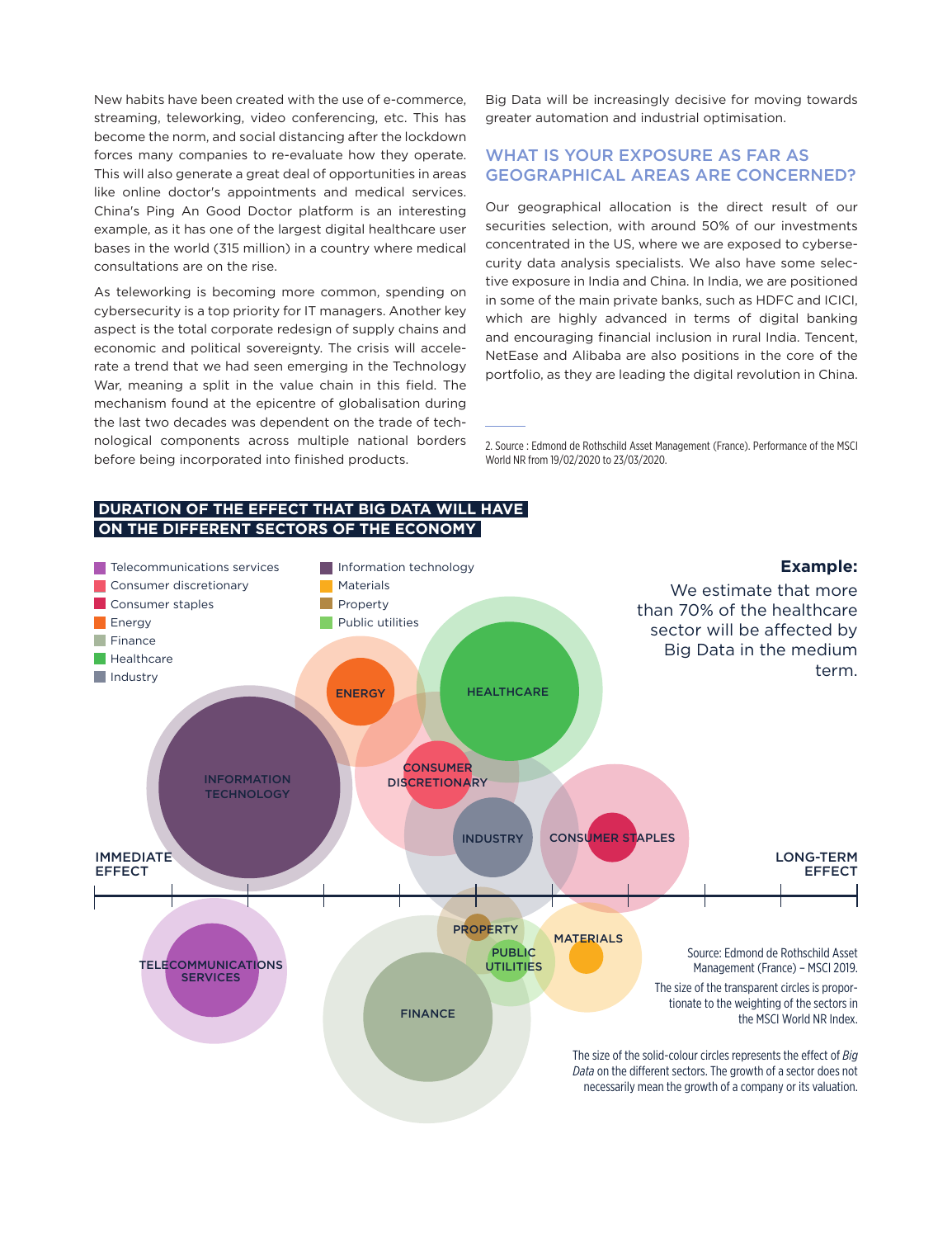New habits have been created with the use of e-commerce, streaming, teleworking, video conferencing, etc. This has become the norm, and social distancing after the lockdown forces many companies to re-evaluate how they operate. This will also generate a great deal of opportunities in areas like online doctor's appointments and medical services. China's Ping An Good Doctor platform is an interesting example, as it has one of the largest digital healthcare user bases in the world (315 million) in a country where medical consultations are on the rise.

As teleworking is becoming more common, spending on cybersecurity is a top priority for IT managers. Another key aspect is the total corporate redesign of supply chains and economic and political sovereignty. The crisis will accelerate a trend that we had seen emerging in the Technology War, meaning a split in the value chain in this field. The mechanism found at the epicentre of globalisation during the last two decades was dependent on the trade of technological components across multiple national borders before being incorporated into finished products.

Big Data will be increasingly decisive for moving towards greater automation and industrial optimisation.

## WHAT IS YOUR EXPOSURE AS FAR AS GEOGRAPHICAL AREAS ARE CONCERNED?

Our geographical allocation is the direct result of our securities selection, with around 50% of our investments concentrated in the US, where we are exposed to cybersecurity data analysis specialists. We also have some selective exposure in India and China. In India, we are positioned in some of the main private banks, such as HDFC and ICICI, which are highly advanced in terms of digital banking and encouraging financial inclusion in rural India. Tencent, NetEase and Alibaba are also positions in the core of the portfolio, as they are leading the digital revolution in China.

2. Source : Edmond de Rothschild Asset Management (France). Performance of the MSCI World NR from 19/02/2020 to 23/03/2020.

### DURATION OF THE EFFECT THAT BIG DATA WILL HAVE ON THE DIFFERENT SECTORS OF THE ECONOMY

Telecommunications services
Consumer discretionary
Consumer staples
Energy
Finance
Healthcare
Industry
Information technology
Materials
Property
Public utilities

**Example:**
We estimate that more than 70% of the healthcare sector will be affected by Big Data in the medium term.

ENERGY
HEALTHCARE
INFORMATION TECHNOLOGY
CONSUMER DISCRETIONARY
INDUSTRY
CONSUMER STAPLES
IMMEDIATE EFFECT
LONG-TERM EFFECT
PROPERTY
MATERIALS
PUBLIC UTILITIES
TELECOMMUNICATIONS SERVICES
FINANCE

Source: Edmond de Rothschild Asset Management (France) – MSCI 2019.

The size of the transparent circles is proportionate to the weighting of the sectors in the MSCI World NR Index.

The size of the solid-colour circles represents the effect of *Big Data* on the different sectors. The growth of a sector does not necessarily mean the growth of a company or its valuation.